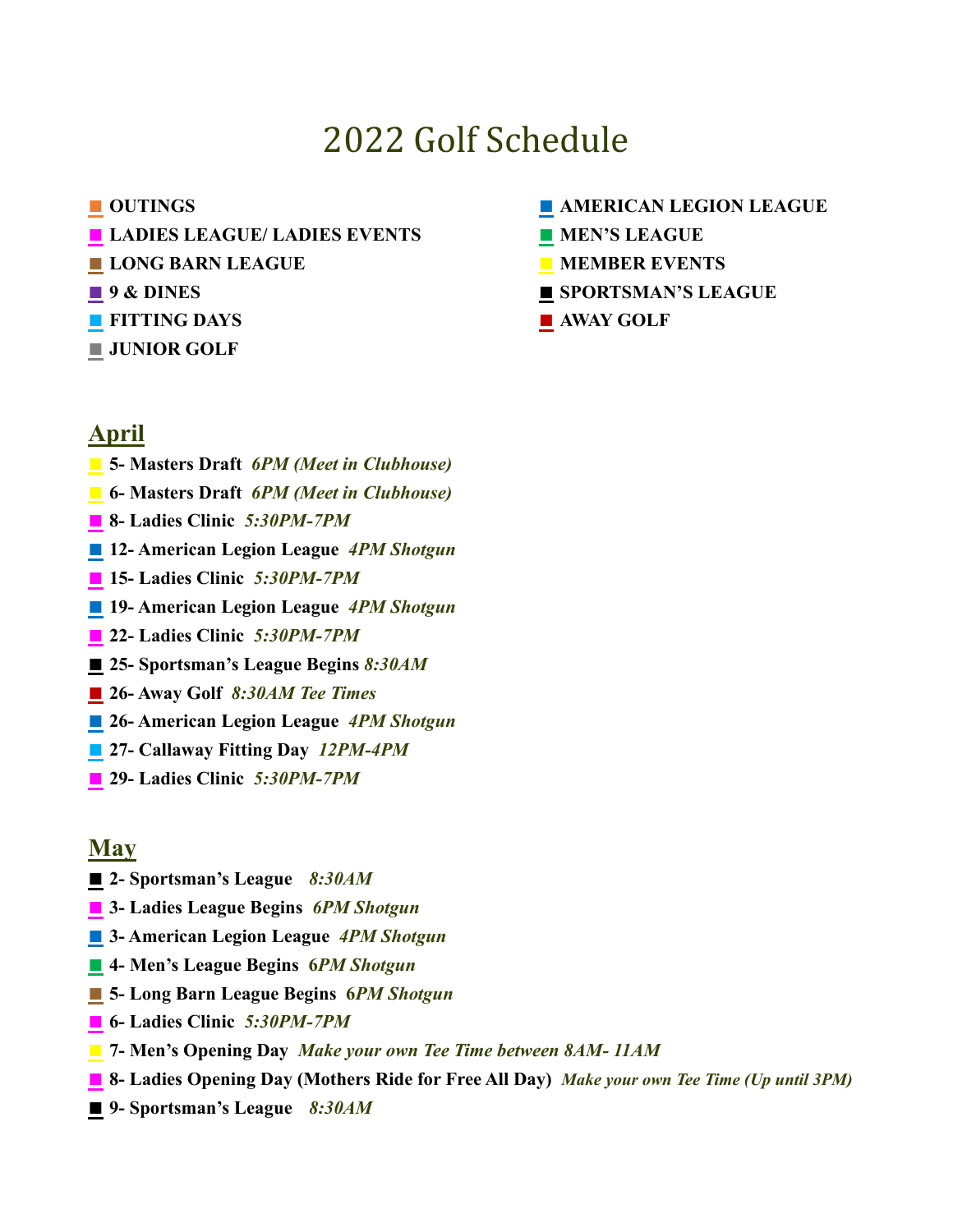# 2022 Golf Schedule

- **OUTINGS**
- **LADIES LEAGUE/ LADIES EVENTS**
- **LONG BARN LEAGUE**
- **9 & DINES**
- **FITTING DAYS**
- **JUNIOR GOLF**
- **AMERICAN LEGION LEAGUE**
- **MEN'S LEAGUE**
- **MEMBER EVENTS**
- **SPORTSMAN'S LEAGUE**
- **AWAY GOLF**

## April

- **5- Masters Draft** *6PM (Meet in Clubhouse)*
- **6- Masters Draft** *6PM (Meet in Clubhouse)*
- **8- Ladies Clinic** *5:30PM-7PM*
- **12- American Legion League** *4PM Shotgun*
- **15- Ladies Clinic** *5:30PM-7PM*
- **19- American Legion League** *4PM Shotgun*
- **22- Ladies Clinic** *5:30PM-7PM*
- **25- Sportsman's League Begins** *8:30AM*
- **26- Away Golf** *8:30AM Tee Times*
- **26- American Legion League** *4PM Shotgun*
- **27- Callaway Fitting Day** *12PM-4PM*
- **29- Ladies Clinic** *5:30PM-7PM*

## May

- **2- Sportsman's League** *8:30AM*
- **3- Ladies League Begins** *6PM Shotgun*
- **3- American Legion League** *4PM Shotgun*
- **4- Men's League Begins** *6PM Shotgun*
- **5- Long Barn League Begins** *6PM Shotgun*
- **6- Ladies Clinic** *5:30PM-7PM*
- **7- Men's Opening Day** *Make your own Tee Time between 8AM- 11AM*
- **8- Ladies Opening Day (Mothers Ride for Free All Day)** *Make your own Tee Time (Up until 3PM)*
- **9- Sportsman's League** *8:30AM*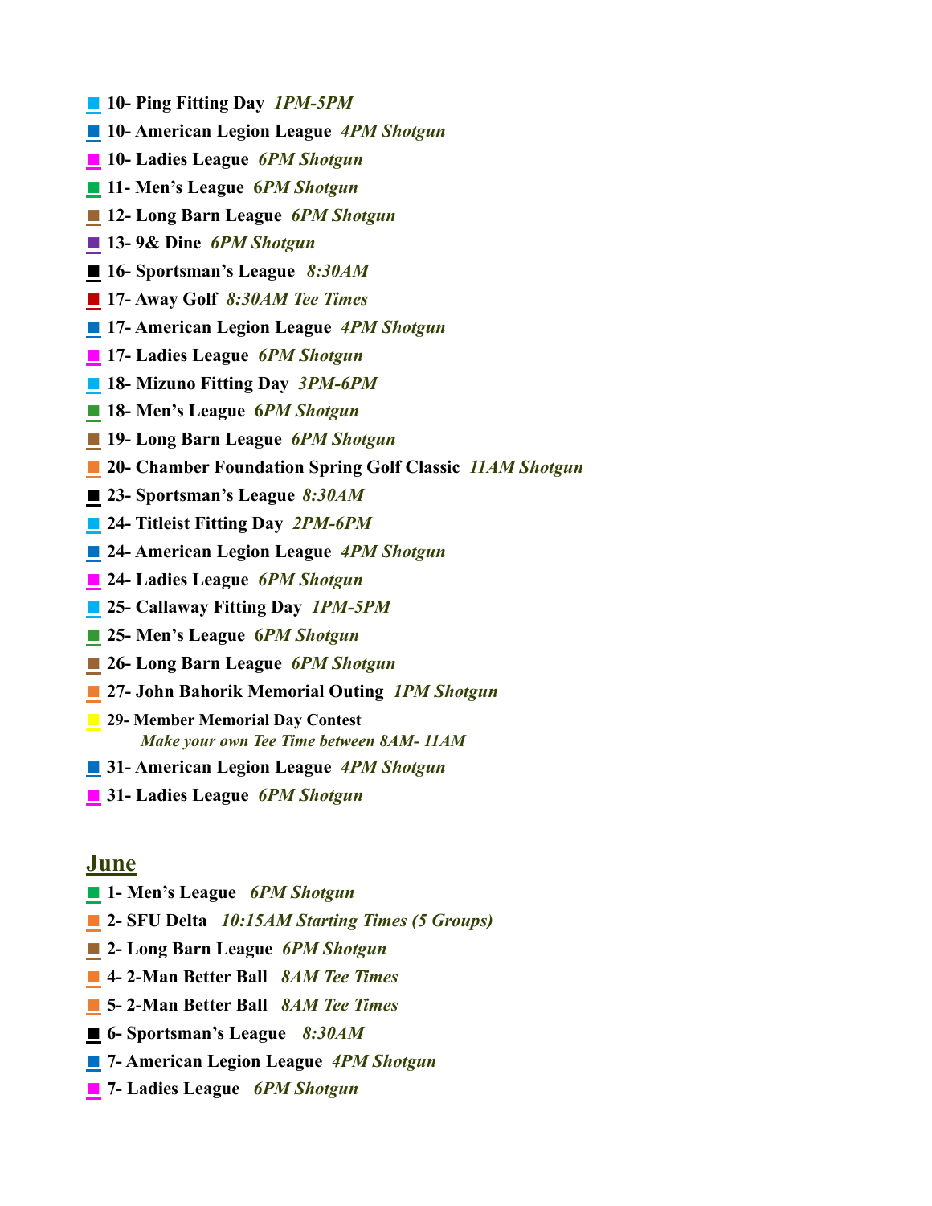- **10- Ping Fitting Day** ***1PM-5PM***
- **10- American Legion League** ***4PM Shotgun***
- **10- Ladies League** ***6PM Shotgun***
- **11- Men's League** ***6PM Shotgun***
- **12- Long Barn League** ***6PM Shotgun***
- **13- 9& Dine** ***6PM Shotgun***
- **16- Sportsman's League** ***8:30AM***
- **17- Away Golf** ***8:30AM Tee Times***
- **17- American Legion League** ***4PM Shotgun***
- **17- Ladies League** ***6PM Shotgun***
- **18- Mizuno Fitting Day** ***3PM-6PM***
- **18- Men's League** ***6PM Shotgun***
- **19- Long Barn League** ***6PM Shotgun***
- **20- Chamber Foundation Spring Golf Classic** ***11AM Shotgun***
- **23- Sportsman's League** ***8:30AM***
- **24- Titleist Fitting Day** ***2PM-6PM***
- **24- American Legion League** ***4PM Shotgun***
- **24- Ladies League** ***6PM Shotgun***
- **25- Callaway Fitting Day** ***1PM-5PM***
- **25- Men's League** ***6PM Shotgun***
- **26- Long Barn League** ***6PM Shotgun***
- **27- John Bahorik Memorial Outing** ***1PM Shotgun***
- **29- Member Memorial Day Contest**
  ***Make your own Tee Time between 8AM- 11AM***
- **31- American Legion League** ***4PM Shotgun***
- **31- Ladies League** ***6PM Shotgun***

## June

- **1- Men's League** ***6PM Shotgun***
- **2- SFU Delta** ***10:15AM Starting Times (5 Groups)***
- **2- Long Barn League** ***6PM Shotgun***
- **4- 2-Man Better Ball** ***8AM Tee Times***
- **5- 2-Man Better Ball** ***8AM Tee Times***
- **6- Sportsman's League** ***8:30AM***
- **7- American Legion League** ***4PM Shotgun***
- **7- Ladies League** ***6PM Shotgun***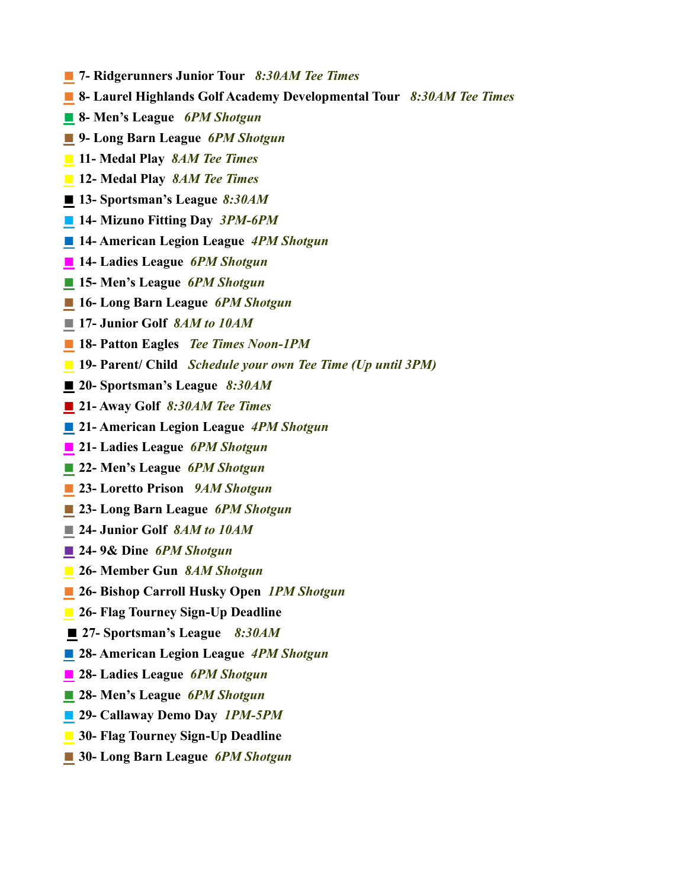- **7- Ridgerunners Junior Tour** ***8:30AM Tee Times***
- **8- Laurel Highlands Golf Academy Developmental Tour** ***8:30AM Tee Times***
- **8- Men's League** ***6PM Shotgun***
- **9- Long Barn League** ***6PM Shotgun***
- **11- Medal Play** ***8AM Tee Times***
- **12- Medal Play** ***8AM Tee Times***
- **13- Sportsman's League** ***8:30AM***
- **14- Mizuno Fitting Day** ***3PM-6PM***
- **14- American Legion League** ***4PM Shotgun***
- **14- Ladies League** ***6PM Shotgun***
- **15- Men's League** ***6PM Shotgun***
- **16- Long Barn League** ***6PM Shotgun***
- **17- Junior Golf** ***8AM to 10AM***
- **18- Patton Eagles** ***Tee Times Noon-1PM***
- **19- Parent/ Child** ***Schedule your own Tee Time (Up until 3PM)***
- **20- Sportsman's League** ***8:30AM***
- **21- Away Golf** ***8:30AM Tee Times***
- **21- American Legion League** ***4PM Shotgun***
- **21- Ladies League** ***6PM Shotgun***
- **22- Men's League** ***6PM Shotgun***
- **23- Loretto Prison** ***9AM Shotgun***
- **23- Long Barn League** ***6PM Shotgun***
- **24- Junior Golf** ***8AM to 10AM***
- **24- 9& Dine** ***6PM Shotgun***
- **26- Member Gun** ***8AM Shotgun***
- **26- Bishop Carroll Husky Open** ***1PM Shotgun***
- **26- Flag Tourney Sign-Up Deadline**
- **27- Sportsman's League** ***8:30AM***
- **28- American Legion League** ***4PM Shotgun***
- **28- Ladies League** ***6PM Shotgun***
- **28- Men's League** ***6PM Shotgun***
- **29- Callaway Demo Day** ***1PM-5PM***
- **30- Flag Tourney Sign-Up Deadline**
- **30- Long Barn League** ***6PM Shotgun***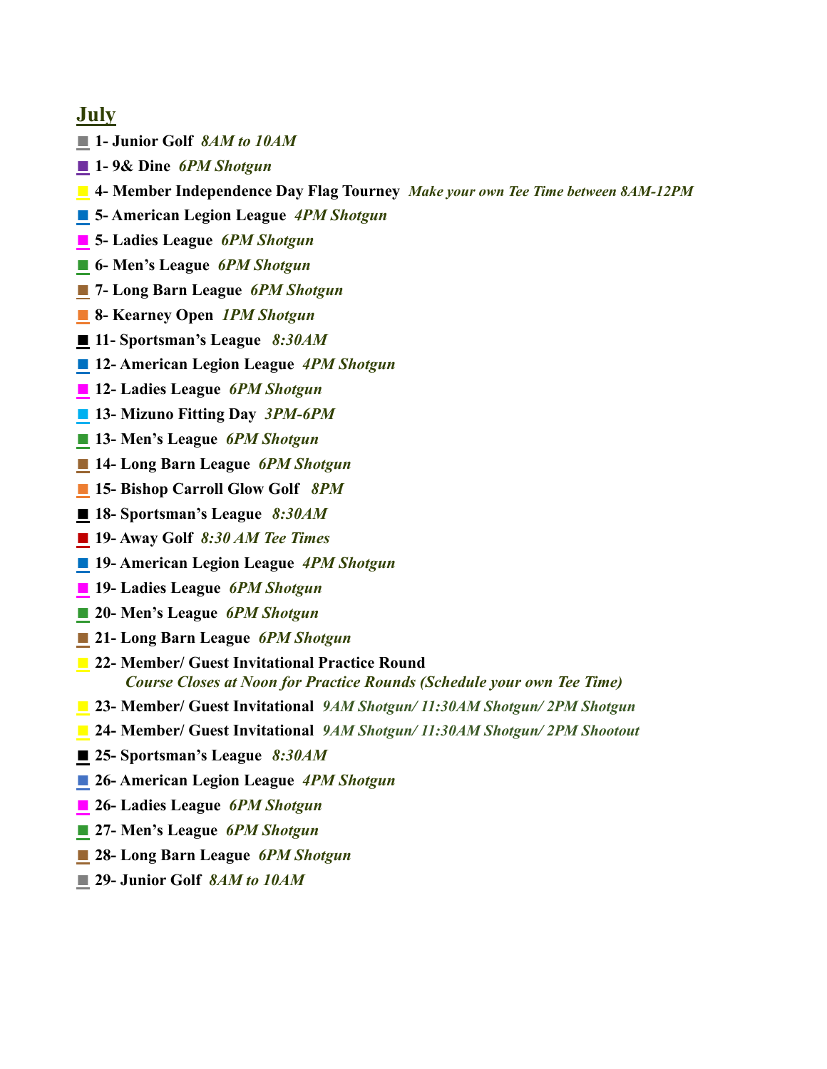## July

- **1- Junior Golf** *8AM to 10AM*
- **1- 9& Dine** *6PM Shotgun*
- **4- Member Independence Day Flag Tourney** *Make your own Tee Time between 8AM-12PM*
- **5- American Legion League** *4PM Shotgun*
- **5- Ladies League** *6PM Shotgun*
- **6- Men's League** *6PM Shotgun*
- **7- Long Barn League** *6PM Shotgun*
- **8- Kearney Open** *1PM Shotgun*
- **11- Sportsman's League** *8:30AM*
- **12- American Legion League** *4PM Shotgun*
- **12- Ladies League** *6PM Shotgun*
- **13- Mizuno Fitting Day** *3PM-6PM*
- **13- Men's League** *6PM Shotgun*
- **14- Long Barn League** *6PM Shotgun*
- **15- Bishop Carroll Glow Golf** *8PM*
- **18- Sportsman's League** *8:30AM*
- **19- Away Golf** *8:30 AM Tee Times*
- **19- American Legion League** *4PM Shotgun*
- **19- Ladies League** *6PM Shotgun*
- **20- Men's League** *6PM Shotgun*
- **21- Long Barn League** *6PM Shotgun*
- **22- Member/ Guest Invitational Practice Round**
  *Course Closes at Noon for Practice Rounds (Schedule your own Tee Time)*
- **23- Member/ Guest Invitational** *9AM Shotgun/ 11:30AM Shotgun/ 2PM Shotgun*
- **24- Member/ Guest Invitational** *9AM Shotgun/ 11:30AM Shotgun/ 2PM Shootout*
- **25- Sportsman's League** *8:30AM*
- **26- American Legion League** *4PM Shotgun*
- **26- Ladies League** *6PM Shotgun*
- **27- Men's League** *6PM Shotgun*
- **28- Long Barn League** *6PM Shotgun*
- **29- Junior Golf** *8AM to 10AM*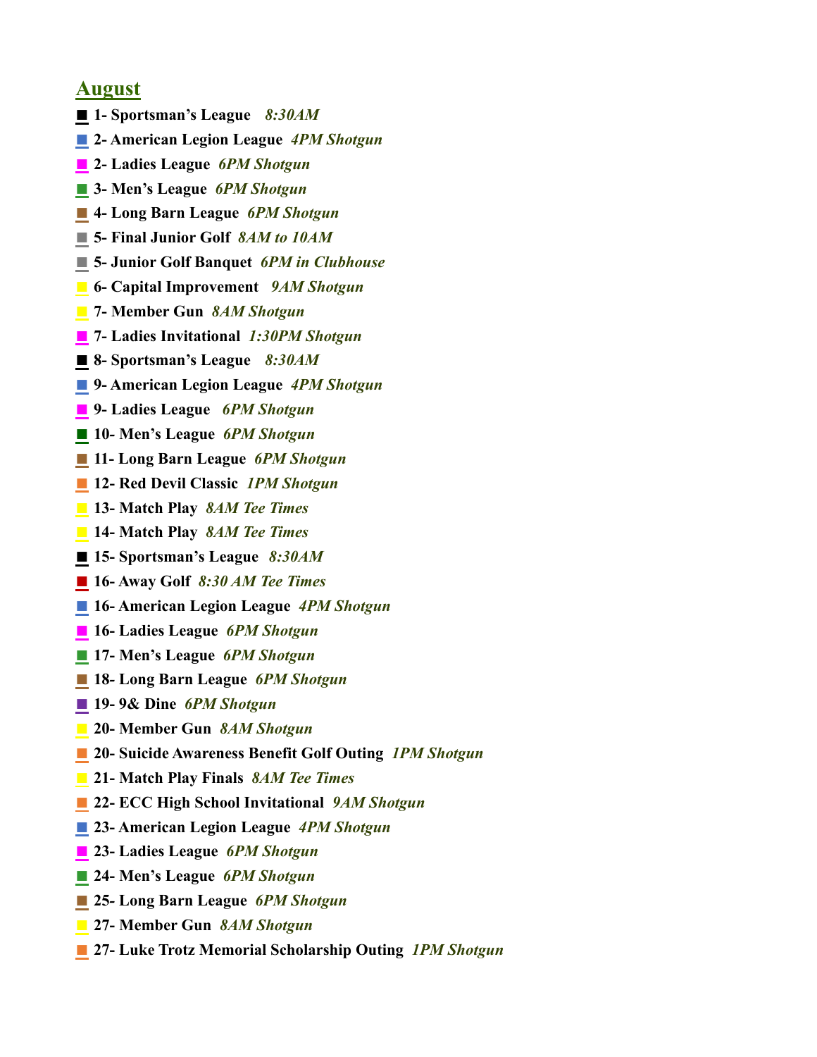## August

- **1- Sportsman's League** ***8:30AM***
- **2- American Legion League** ***4PM Shotgun***
- **2- Ladies League** ***6PM Shotgun***
- **3- Men's League** ***6PM Shotgun***
- **4- Long Barn League** ***6PM Shotgun***
- **5- Final Junior Golf** ***8AM to 10AM***
- **5- Junior Golf Banquet** ***6PM in Clubhouse***
- **6- Capital Improvement** ***9AM Shotgun***
- **7- Member Gun** ***8AM Shotgun***
- **7- Ladies Invitational** ***1:30PM Shotgun***
- **8- Sportsman's League** ***8:30AM***
- **9- American Legion League** ***4PM Shotgun***
- **9- Ladies League** ***6PM Shotgun***
- **10- Men's League** ***6PM Shotgun***
- **11- Long Barn League** ***6PM Shotgun***
- **12- Red Devil Classic** ***1PM Shotgun***
- **13- Match Play** ***8AM Tee Times***
- **14- Match Play** ***8AM Tee Times***
- **15- Sportsman's League** ***8:30AM***
- **16- Away Golf** ***8:30 AM Tee Times***
- **16- American Legion League** ***4PM Shotgun***
- **16- Ladies League** ***6PM Shotgun***
- **17- Men's League** ***6PM Shotgun***
- **18- Long Barn League** ***6PM Shotgun***
- **19- 9& Dine** ***6PM Shotgun***
- **20- Member Gun** ***8AM Shotgun***
- **20- Suicide Awareness Benefit Golf Outing** ***1PM Shotgun***
- **21- Match Play Finals** ***8AM Tee Times***
- **22- ECC High School Invitational** ***9AM Shotgun***
- **23- American Legion League** ***4PM Shotgun***
- **23- Ladies League** ***6PM Shotgun***
- **24- Men's League** ***6PM Shotgun***
- **25- Long Barn League** ***6PM Shotgun***
- **27- Member Gun** ***8AM Shotgun***
- **27- Luke Trotz Memorial Scholarship Outing** ***1PM Shotgun***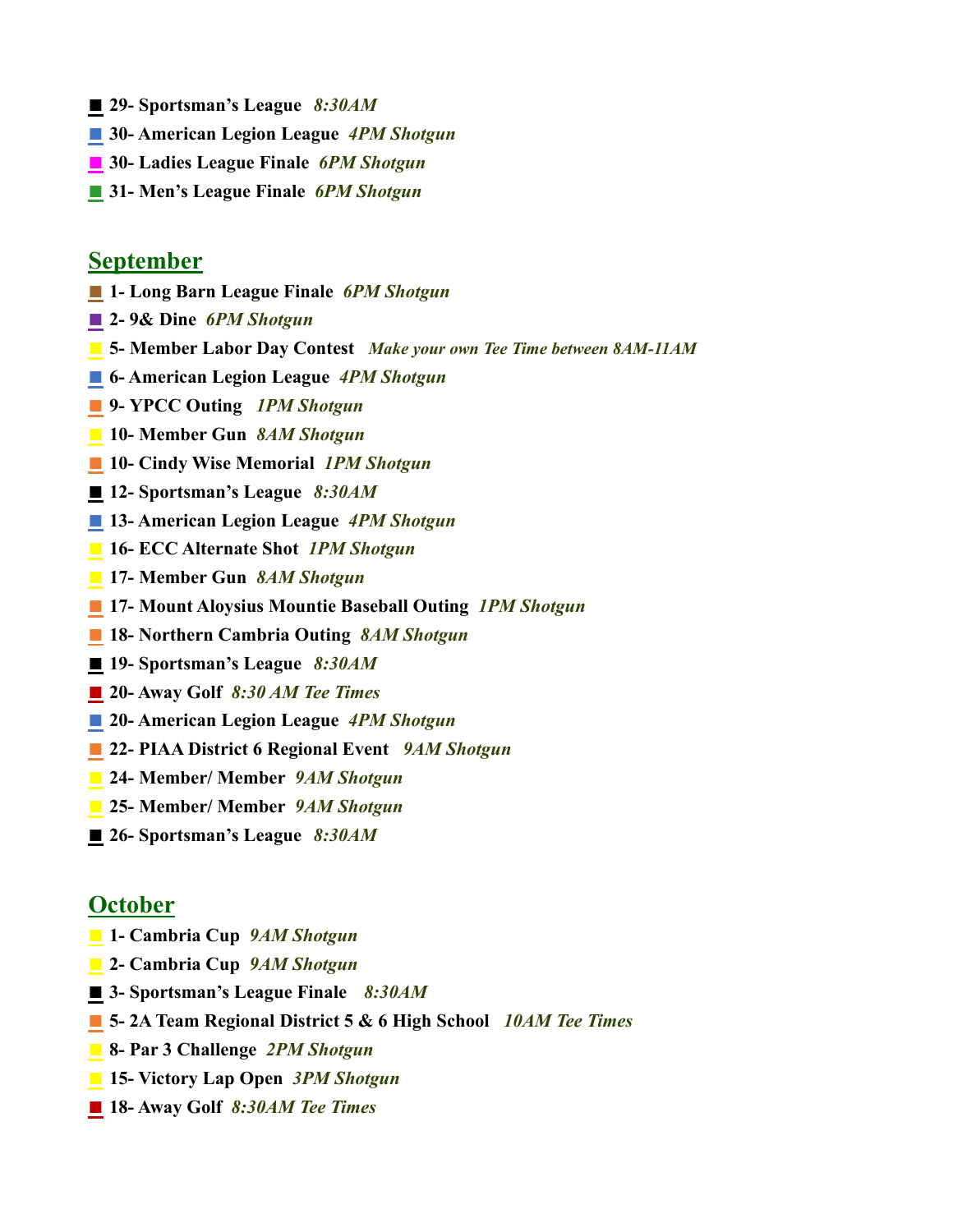- **29- Sportsman's League** ***8:30AM***
- **30- American Legion League** ***4PM Shotgun***
- **30- Ladies League Finale** ***6PM Shotgun***
- **31- Men's League Finale** ***6PM Shotgun***

## September

- **1- Long Barn League Finale** ***6PM Shotgun***
- **2- 9& Dine** ***6PM Shotgun***
- **5- Member Labor Day Contest** ***Make your own Tee Time between 8AM-11AM***
- **6- American Legion League** ***4PM Shotgun***
- **9- YPCC Outing** ***1PM Shotgun***
- **10- Member Gun** ***8AM Shotgun***
- **10- Cindy Wise Memorial** ***1PM Shotgun***
- **12- Sportsman's League** ***8:30AM***
- **13- American Legion League** ***4PM Shotgun***
- **16- ECC Alternate Shot** ***1PM Shotgun***
- **17- Member Gun** ***8AM Shotgun***
- **17- Mount Aloysius Mountie Baseball Outing** ***1PM Shotgun***
- **18- Northern Cambria Outing** ***8AM Shotgun***
- **19- Sportsman's League** ***8:30AM***
- **20- Away Golf** ***8:30 AM Tee Times***
- **20- American Legion League** ***4PM Shotgun***
- **22- PIAA District 6 Regional Event** ***9AM Shotgun***
- **24- Member/ Member** ***9AM Shotgun***
- **25- Member/ Member** ***9AM Shotgun***
- **26- Sportsman's League** ***8:30AM***

## October

- **1- Cambria Cup** ***9AM Shotgun***
- **2- Cambria Cup** ***9AM Shotgun***
- **3- Sportsman's League Finale** ***8:30AM***
- **5- 2A Team Regional District 5 & 6 High School** ***10AM Tee Times***
- **8- Par 3 Challenge** ***2PM Shotgun***
- **15- Victory Lap Open** ***3PM Shotgun***
- **18- Away Golf** ***8:30AM Tee Times***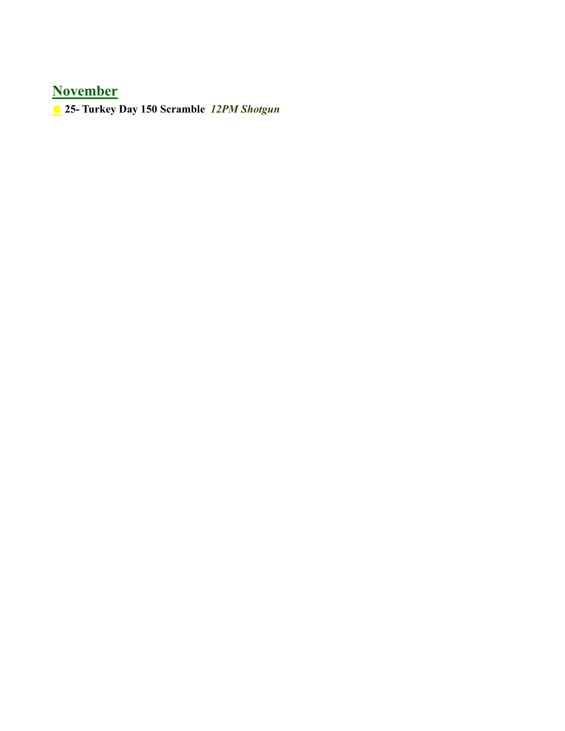## November

- **25- Turkey Day 150 Scramble** ***12PM Shotgun***